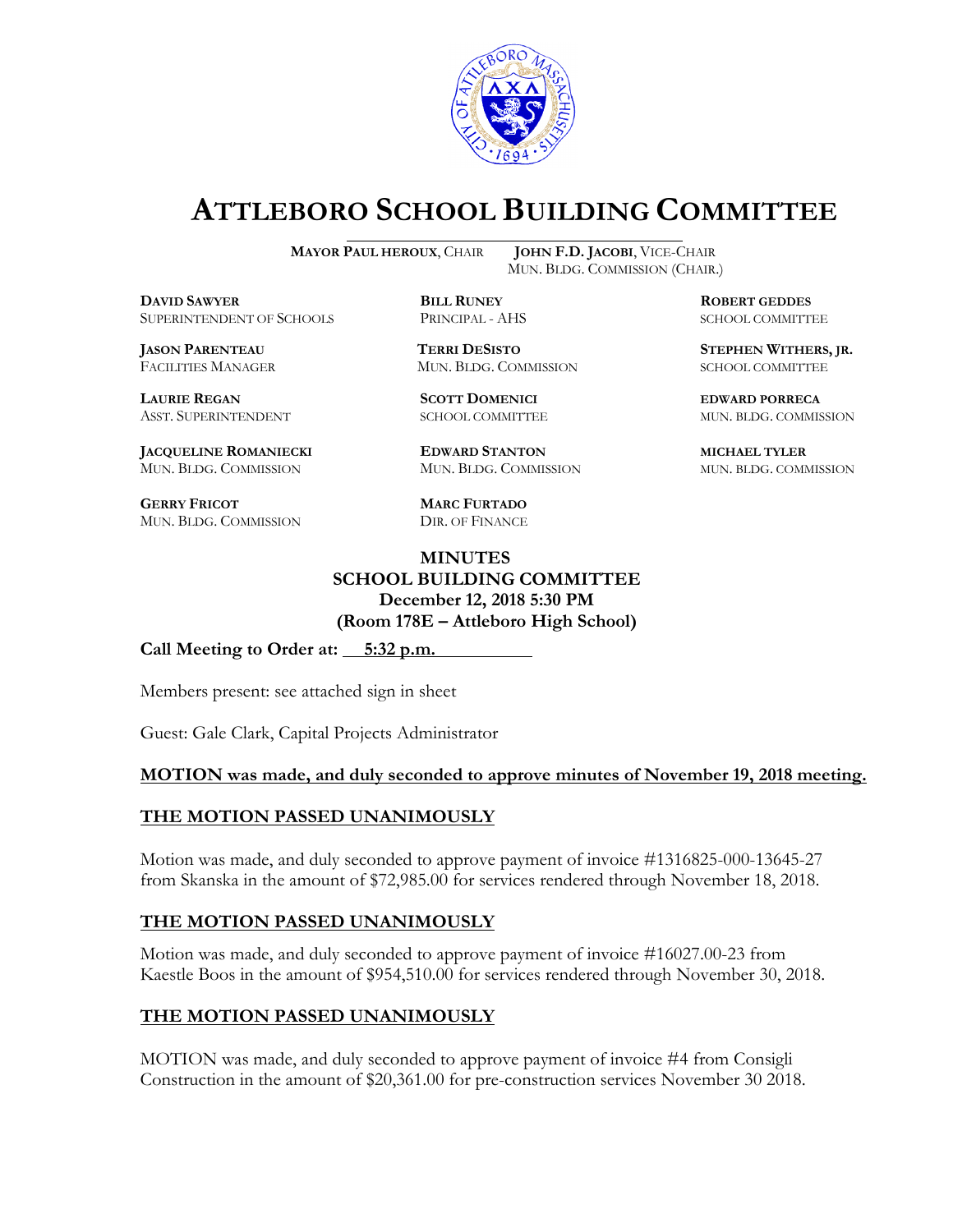# ATTLEBORO SCHOOL BUILDING COMMITTEE

**MAYOR PAUL HEROUX**, CHAIR  
**JOHN F.D. JACOBI**, VICE-CHAIR  
MUN. BLDG. COMMISSION (CHAIR.)

**DAVID SAWYER**  
SUPERINTENDENT OF SCHOOLS

**BILL RUNEY**  
PRINCIPAL - AHS

**ROBERT GEDDES**  
SCHOOL COMMITTEE

**JASON PARENTEAU**  
FACILITIES MANAGER

**TERRI DESISTO**  
MUN. BLDG. COMMISSION

**STEPHEN WITHERS, JR.**  
SCHOOL COMMITTEE

**LAURIE REGAN**  
ASST. SUPERINTENDENT

**SCOTT DOMENICI**  
SCHOOL COMMITTEE

**EDWARD PORRECA**  
MUN. BLDG. COMMISSION

**JACQUELINE ROMANIECKI**  
MUN. BLDG. COMMISSION

**EDWARD STANTON**  
MUN. BLDG. COMMISSION

**MICHAEL TYLER**  
MUN. BLDG. COMMISSION

**GERRY FRICOT**  
MUN. BLDG. COMMISSION

**MARC FURTADO**  
DIR. OF FINANCE

**MINUTES**  
**SCHOOL BUILDING COMMITTEE**  
**December 12, 2018 5:30 PM**  
**(Room 178E – Attleboro High School)**

**Call Meeting to Order at: 5:32 p.m.**

Members present: see attached sign in sheet

Guest: Gale Clark, Capital Projects Administrator

**MOTION was made, and duly seconded to approve minutes of November 19, 2018 meeting.**

**THE MOTION PASSED UNANIMOUSLY**

Motion was made, and duly seconded to approve payment of invoice #1316825-000-13645-27 from Skanska in the amount of $72,985.00 for services rendered through November 18, 2018.

**THE MOTION PASSED UNANIMOUSLY**

Motion was made, and duly seconded to approve payment of invoice #16027.00-23 from Kaestle Boos in the amount of $954,510.00 for services rendered through November 30, 2018.

**THE MOTION PASSED UNANIMOUSLY**

MOTION was made, and duly seconded to approve payment of invoice #4 from Consigli Construction in the amount of $20,361.00 for pre-construction services November 30 2018.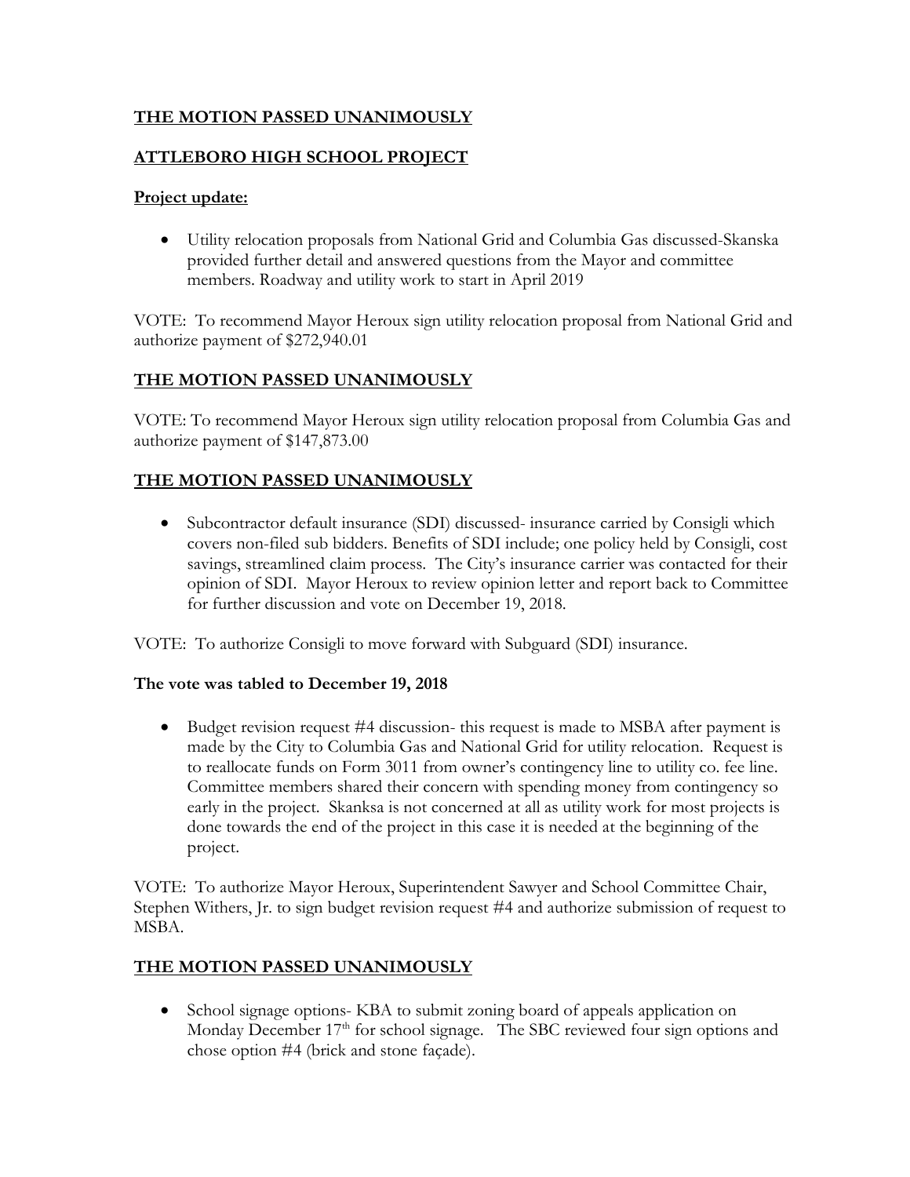**THE MOTION PASSED UNANIMOUSLY**

**ATTLEBORO HIGH SCHOOL PROJECT**

**Project update:**

- Utility relocation proposals from National Grid and Columbia Gas discussed-Skanska provided further detail and answered questions from the Mayor and committee members. Roadway and utility work to start in April 2019

VOTE: To recommend Mayor Heroux sign utility relocation proposal from National Grid and authorize payment of $272,940.01

**THE MOTION PASSED UNANIMOUSLY**

VOTE: To recommend Mayor Heroux sign utility relocation proposal from Columbia Gas and authorize payment of $147,873.00

**THE MOTION PASSED UNANIMOUSLY**

- Subcontractor default insurance (SDI) discussed- insurance carried by Consigli which covers non-filed sub bidders. Benefits of SDI include; one policy held by Consigli, cost savings, streamlined claim process. The City's insurance carrier was contacted for their opinion of SDI. Mayor Heroux to review opinion letter and report back to Committee for further discussion and vote on December 19, 2018.

VOTE: To authorize Consigli to move forward with Subguard (SDI) insurance.

**The vote was tabled to December 19, 2018**

- Budget revision request #4 discussion- this request is made to MSBA after payment is made by the City to Columbia Gas and National Grid for utility relocation. Request is to reallocate funds on Form 3011 from owner's contingency line to utility co. fee line. Committee members shared their concern with spending money from contingency so early in the project. Skanksa is not concerned at all as utility work for most projects is done towards the end of the project in this case it is needed at the beginning of the project.

VOTE: To authorize Mayor Heroux, Superintendent Sawyer and School Committee Chair, Stephen Withers, Jr. to sign budget revision request #4 and authorize submission of request to MSBA.

**THE MOTION PASSED UNANIMOUSLY**

- School signage options- KBA to submit zoning board of appeals application on Monday December 17th for school signage. The SBC reviewed four sign options and chose option #4 (brick and stone façade).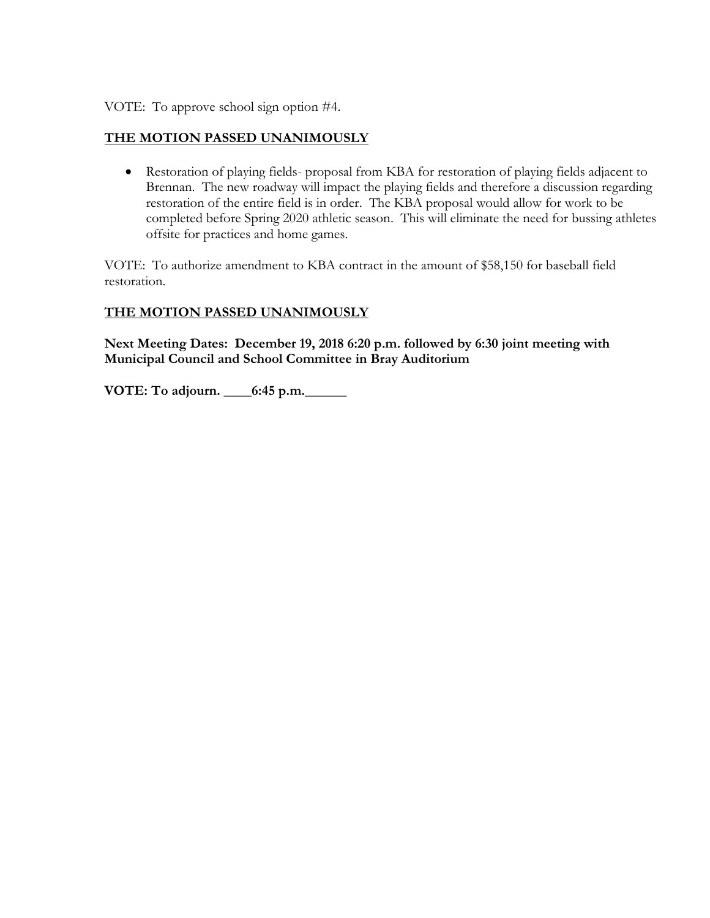VOTE:  To approve school sign option #4.

**<u>THE MOTION PASSED UNANIMOUSLY</u>**

- Restoration of playing fields- proposal from KBA for restoration of playing fields adjacent to Brennan.  The new roadway will impact the playing fields and therefore a discussion regarding restoration of the entire field is in order.  The KBA proposal would allow for work to be completed before Spring 2020 athletic season.  This will eliminate the need for bussing athletes offsite for practices and home games.

VOTE:  To authorize amendment to KBA contract in the amount of $58,150 for baseball field restoration.

**<u>THE MOTION PASSED UNANIMOUSLY</u>**

**Next Meeting Dates:  December 19, 2018 6:20 p.m. followed by 6:30 joint meeting with Municipal Council and School Committee in Bray Auditorium**

**VOTE: To adjourn. ____6:45 p.m.______**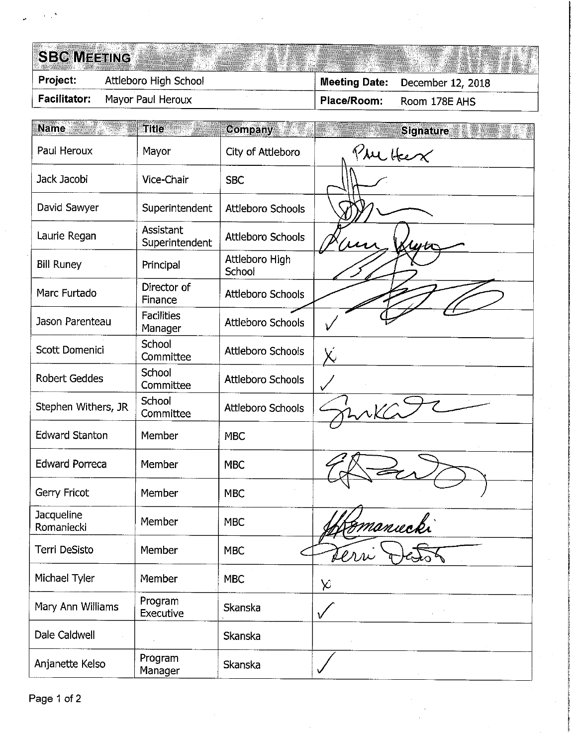## SBC MEETING

| | | | |
|---|---|---|---|
| **Project:** | Attleboro High School | **Meeting Date:** | December 12, 2018 |
| **Facilitator:** | Mayor Paul Heroux | **Place/Room:** | Room 178E AHS |

| Name | Title | Company | Signature |
|---|---|---|---|
| Paul Heroux | Mayor | City of Attleboro | Paul Heroux |
| Jack Jacobi | Vice-Chair | SBC | [signature] |
| David Sawyer | Superintendent | Attleboro Schools | [signature] |
| Laurie Regan | Assistant Superintendent | Attleboro Schools | Laurie Regan |
| Bill Runey | Principal | Attleboro High School | [signature] |
| Marc Furtado | Director of Finance | Attleboro Schools | [signature] |
| Jason Parenteau | Facilities Manager | Attleboro Schools | ✓ |
| Scott Domenici | School Committee | Attleboro Schools | X |
| Robert Geddes | School Committee | Attleboro Schools | ✓ |
| Stephen Withers, JR | School Committee | Attleboro Schools | [signature] |
| Edward Stanton | Member | MBC | |
| Edward Porreca | Member | MBC | [signature] |
| Gerry Fricot | Member | MBC | |
| Jacqueline Romaniecki | Member | MBC | J Romaniecki |
| Terri DeSisto | Member | MBC | Terri DeSisto |
| Michael Tyler | Member | MBC | X |
| Mary Ann Williams | Program Executive | Skanska | ✓ |
| Dale Caldwell | | Skanska | |
| Anjanette Kelso | Program Manager | Skanska | ✓ |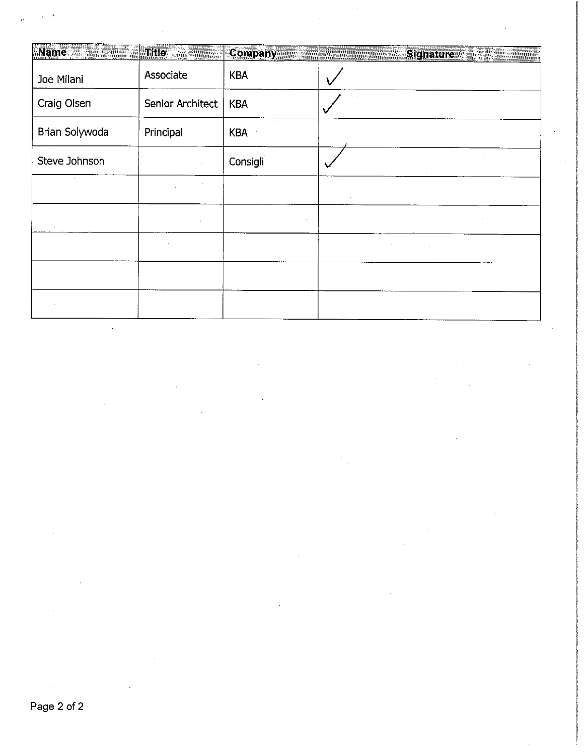| Name | Title | Company | Signature |
| --- | --- | --- | --- |
| Joe Milani | Associate | KBA | ✓ |
| Craig Olsen | Senior Architect | KBA | ✓ |
| Brian Solywoda | Principal | KBA | |
| Steve Johnson | | Consigli | ✓ |
| | | | |
| | | | |
| | | | |
| | | | |
| | | | |